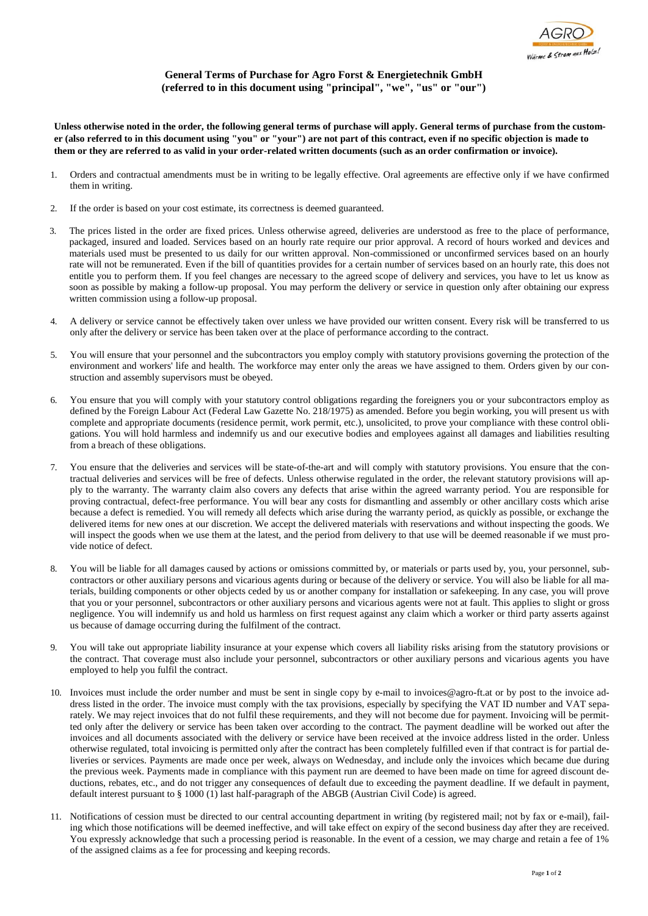## General Terms of Purchase for Agro Forst & Energietechnik GmbH
## (referred to in this document using "principal", "we", "us" or "our")

**Unless otherwise noted in the order, the following general terms of purchase will apply. General terms of purchase from the customer (also referred to in this document using "you" or "your") are not part of this contract, even if no specific objection is made to them or they are referred to as valid in your order-related written documents (such as an order confirmation or invoice).**

1. Orders and contractual amendments must be in writing to be legally effective. Oral agreements are effective only if we have confirmed them in writing.

2. If the order is based on your cost estimate, its correctness is deemed guaranteed.

3. The prices listed in the order are fixed prices. Unless otherwise agreed, deliveries are understood as free to the place of performance, packaged, insured and loaded. Services based on an hourly rate require our prior approval. A record of hours worked and devices and materials used must be presented to us daily for our written approval. Non-commissioned or unconfirmed services based on an hourly rate will not be remunerated. Even if the bill of quantities provides for a certain number of services based on an hourly rate, this does not entitle you to perform them. If you feel changes are necessary to the agreed scope of delivery and services, you have to let us know as soon as possible by making a follow-up proposal. You may perform the delivery or service in question only after obtaining our express written commission using a follow-up proposal.

4. A delivery or service cannot be effectively taken over unless we have provided our written consent. Every risk will be transferred to us only after the delivery or service has been taken over at the place of performance according to the contract.

5. You will ensure that your personnel and the subcontractors you employ comply with statutory provisions governing the protection of the environment and workers' life and health. The workforce may enter only the areas we have assigned to them. Orders given by our construction and assembly supervisors must be obeyed.

6. You ensure that you will comply with your statutory control obligations regarding the foreigners you or your subcontractors employ as defined by the Foreign Labour Act (Federal Law Gazette No. 218/1975) as amended. Before you begin working, you will present us with complete and appropriate documents (residence permit, work permit, etc.), unsolicited, to prove your compliance with these control obligations. You will hold harmless and indemnify us and our executive bodies and employees against all damages and liabilities resulting from a breach of these obligations.

7. You ensure that the deliveries and services will be state-of-the-art and will comply with statutory provisions. You ensure that the contractual deliveries and services will be free of defects. Unless otherwise regulated in the order, the relevant statutory provisions will apply to the warranty. The warranty claim also covers any defects that arise within the agreed warranty period. You are responsible for proving contractual, defect-free performance. You will bear any costs for dismantling and assembly or other ancillary costs which arise because a defect is remedied. You will remedy all defects which arise during the warranty period, as quickly as possible, or exchange the delivered items for new ones at our discretion. We accept the delivered materials with reservations and without inspecting the goods. We will inspect the goods when we use them at the latest, and the period from delivery to that use will be deemed reasonable if we must provide notice of defect.

8. You will be liable for all damages caused by actions or omissions committed by, or materials or parts used by, you, your personnel, subcontractors or other auxiliary persons and vicarious agents during or because of the delivery or service. You will also be liable for all materials, building components or other objects ceded by us or another company for installation or safekeeping. In any case, you will prove that you or your personnel, subcontractors or other auxiliary persons and vicarious agents were not at fault. This applies to slight or gross negligence. You will indemnify us and hold us harmless on first request against any claim which a worker or third party asserts against us because of damage occurring during the fulfilment of the contract.

9. You will take out appropriate liability insurance at your expense which covers all liability risks arising from the statutory provisions or the contract. That coverage must also include your personnel, subcontractors or other auxiliary persons and vicarious agents you have employed to help you fulfil the contract.

10. Invoices must include the order number and must be sent in single copy by e-mail to invoices@agro-ft.at or by post to the invoice address listed in the order. The invoice must comply with the tax provisions, especially by specifying the VAT ID number and VAT separately. We may reject invoices that do not fulfil these requirements, and they will not become due for payment. Invoicing will be permitted only after the delivery or service has been taken over according to the contract. The payment deadline will be worked out after the invoices and all documents associated with the delivery or service have been received at the invoice address listed in the order. Unless otherwise regulated, total invoicing is permitted only after the contract has been completely fulfilled even if that contract is for partial deliveries or services. Payments are made once per week, always on Wednesday, and include only the invoices which became due during the previous week. Payments made in compliance with this payment run are deemed to have been made on time for agreed discount deductions, rebates, etc., and do not trigger any consequences of default due to exceeding the payment deadline. If we default in payment, default interest pursuant to § 1000 (1) last half-paragraph of the ABGB (Austrian Civil Code) is agreed.

11. Notifications of cession must be directed to our central accounting department in writing (by registered mail; not by fax or e-mail), failing which those notifications will be deemed ineffective, and will take effect on expiry of the second business day after they are received. You expressly acknowledge that such a processing period is reasonable. In the event of a cession, we may charge and retain a fee of 1% of the assigned claims as a fee for processing and keeping records.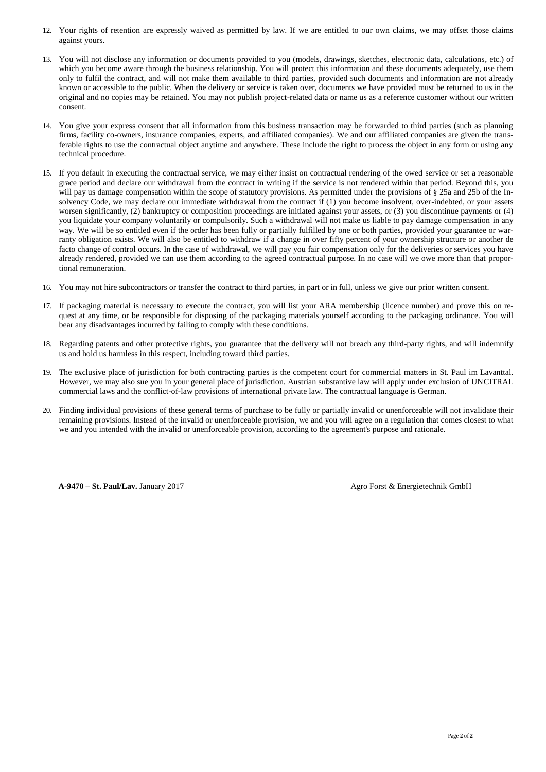12. Your rights of retention are expressly waived as permitted by law. If we are entitled to our own claims, we may offset those claims against yours.

13. You will not disclose any information or documents provided to you (models, drawings, sketches, electronic data, calculations, etc.) of which you become aware through the business relationship. You will protect this information and these documents adequately, use them only to fulfil the contract, and will not make them available to third parties, provided such documents and information are not already known or accessible to the public. When the delivery or service is taken over, documents we have provided must be returned to us in the original and no copies may be retained. You may not publish project-related data or name us as a reference customer without our written consent.

14. You give your express consent that all information from this business transaction may be forwarded to third parties (such as planning firms, facility co-owners, insurance companies, experts, and affiliated companies). We and our affiliated companies are given the transferable rights to use the contractual object anytime and anywhere. These include the right to process the object in any form or using any technical procedure.

15. If you default in executing the contractual service, we may either insist on contractual rendering of the owed service or set a reasonable grace period and declare our withdrawal from the contract in writing if the service is not rendered within that period. Beyond this, you will pay us damage compensation within the scope of statutory provisions. As permitted under the provisions of § 25a and 25b of the Insolvency Code, we may declare our immediate withdrawal from the contract if (1) you become insolvent, over-indebted, or your assets worsen significantly, (2) bankruptcy or composition proceedings are initiated against your assets, or (3) you discontinue payments or (4) you liquidate your company voluntarily or compulsorily. Such a withdrawal will not make us liable to pay damage compensation in any way. We will be so entitled even if the order has been fully or partially fulfilled by one or both parties, provided your guarantee or warranty obligation exists. We will also be entitled to withdraw if a change in over fifty percent of your ownership structure or another de facto change of control occurs. In the case of withdrawal, we will pay you fair compensation only for the deliveries or services you have already rendered, provided we can use them according to the agreed contractual purpose. In no case will we owe more than that proportional remuneration.

16. You may not hire subcontractors or transfer the contract to third parties, in part or in full, unless we give our prior written consent.

17. If packaging material is necessary to execute the contract, you will list your ARA membership (licence number) and prove this on request at any time, or be responsible for disposing of the packaging materials yourself according to the packaging ordinance. You will bear any disadvantages incurred by failing to comply with these conditions.

18. Regarding patents and other protective rights, you guarantee that the delivery will not breach any third-party rights, and will indemnify us and hold us harmless in this respect, including toward third parties.

19. The exclusive place of jurisdiction for both contracting parties is the competent court for commercial matters in St. Paul im Lavanttal. However, we may also sue you in your general place of jurisdiction. Austrian substantive law will apply under exclusion of UNCITRAL commercial laws and the conflict-of-law provisions of international private law. The contractual language is German.

20. Finding individual provisions of these general terms of purchase to be fully or partially invalid or unenforceable will not invalidate their remaining provisions. Instead of the invalid or unenforceable provision, we and you will agree on a regulation that comes closest to what we and you intended with the invalid or unenforceable provision, according to the agreement's purpose and rationale.

**A-9470 – St. Paul/Lav.** January 2017 Agro Forst & Energietechnik GmbH